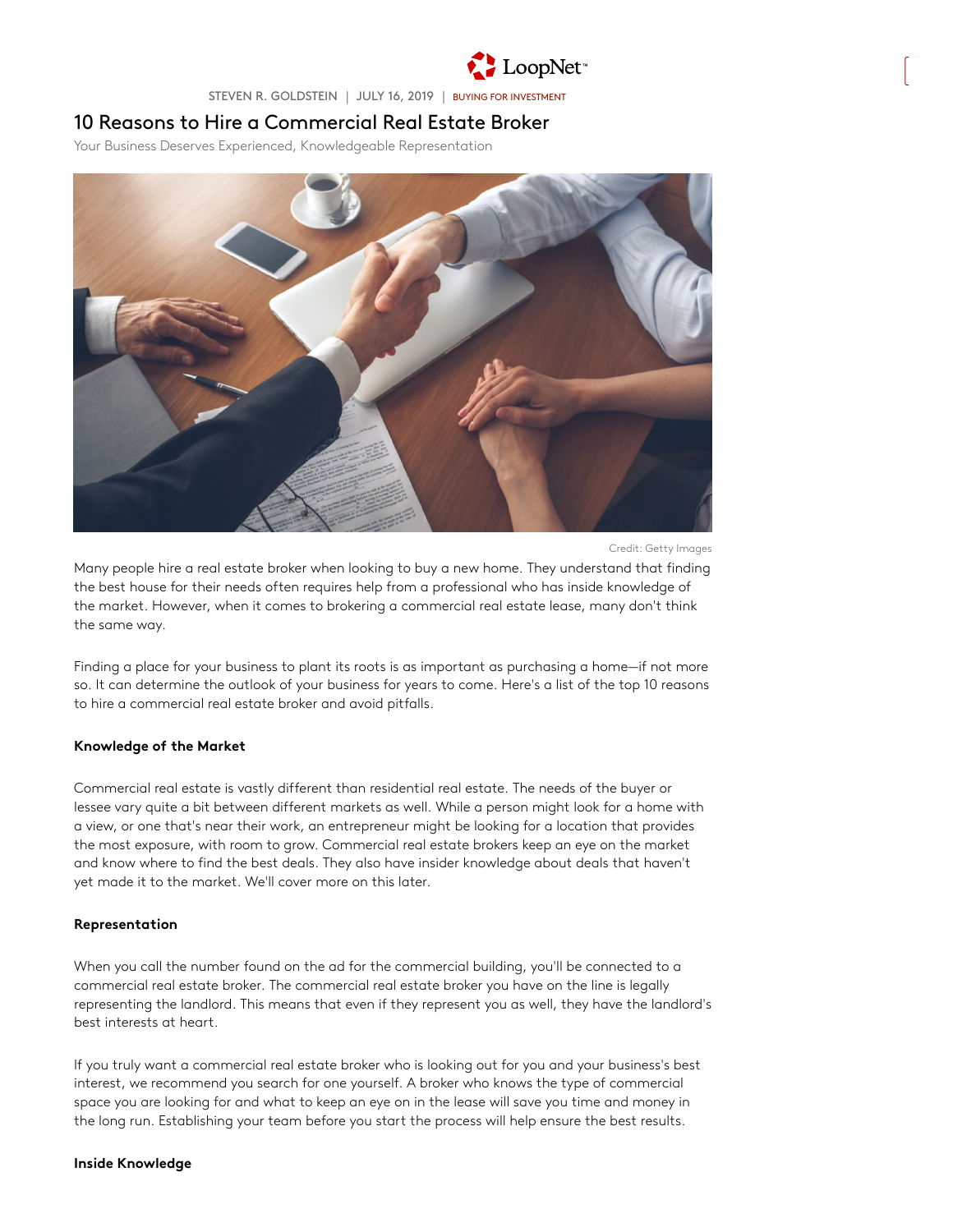LoopNet™

STEVEN R. GOLDSTEIN | JULY 16, 2019 | BUYING FOR INVESTMENT

# 10 Reasons to Hire a Commercial Real Estate Broker

Your Business Deserves Experienced, Knowledgeable Representation

Credit: Getty Images

Many people hire a real estate broker when looking to buy a new home. They understand that finding the best house for their needs often requires help from a professional who has inside knowledge of the market. However, when it comes to brokering a commercial real estate lease, many don't think the same way.

Finding a place for your business to plant its roots is as important as purchasing a home—if not more so. It can determine the outlook of your business for years to come. Here's a list of the top 10 reasons to hire a commercial real estate broker and avoid pitfalls.

**Knowledge of the Market**

Commercial real estate is vastly different than residential real estate. The needs of the buyer or lessee vary quite a bit between different markets as well. While a person might look for a home with a view, or one that's near their work, an entrepreneur might be looking for a location that provides the most exposure, with room to grow. Commercial real estate brokers keep an eye on the market and know where to find the best deals. They also have insider knowledge about deals that haven't yet made it to the market. We'll cover more on this later.

**Representation**

When you call the number found on the ad for the commercial building, you'll be connected to a commercial real estate broker. The commercial real estate broker you have on the line is legally representing the landlord. This means that even if they represent you as well, they have the landlord's best interests at heart.

If you truly want a commercial real estate broker who is looking out for you and your business's best interest, we recommend you search for one yourself. A broker who knows the type of commercial space you are looking for and what to keep an eye on in the lease will save you time and money in the long run. Establishing your team before you start the process will help ensure the best results.

**Inside Knowledge**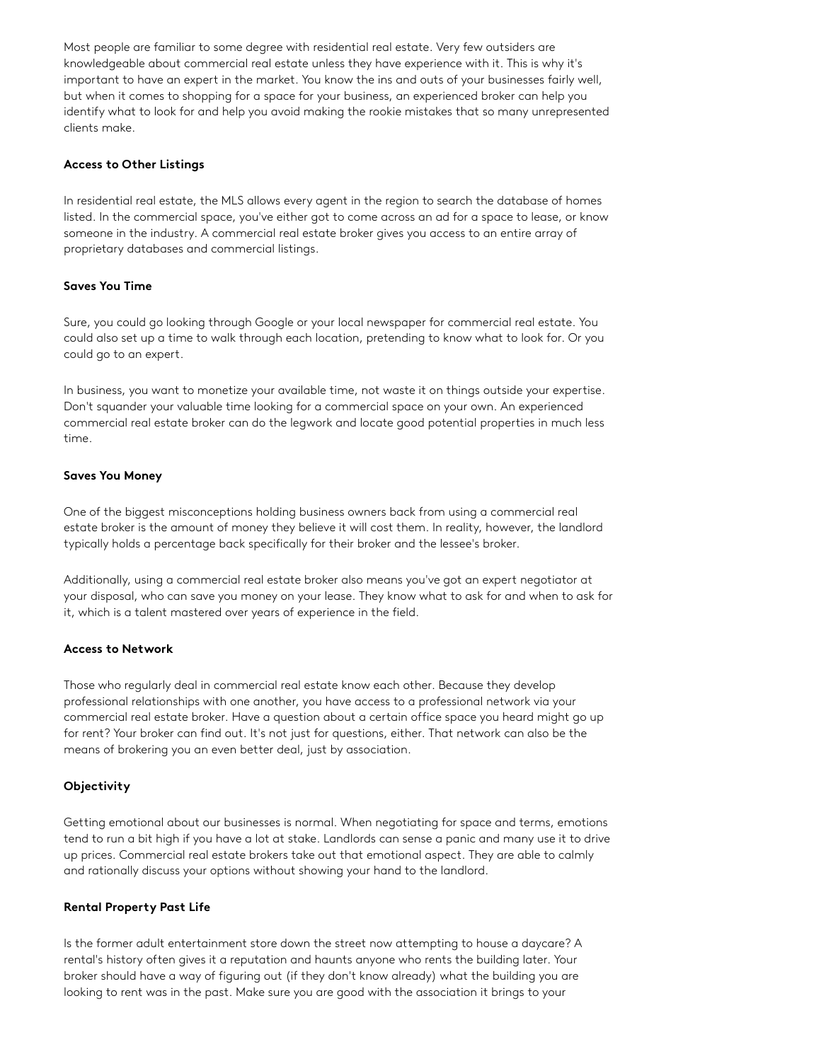Most people are familiar to some degree with residential real estate. Very few outsiders are knowledgeable about commercial real estate unless they have experience with it. This is why it's important to have an expert in the market. You know the ins and outs of your businesses fairly well, but when it comes to shopping for a space for your business, an experienced broker can help you identify what to look for and help you avoid making the rookie mistakes that so many unrepresented clients make.

**Access to Other Listings**

In residential real estate, the MLS allows every agent in the region to search the database of homes listed. In the commercial space, you've either got to come across an ad for a space to lease, or know someone in the industry. A commercial real estate broker gives you access to an entire array of proprietary databases and commercial listings.

**Saves You Time**

Sure, you could go looking through Google or your local newspaper for commercial real estate. You could also set up a time to walk through each location, pretending to know what to look for. Or you could go to an expert.

In business, you want to monetize your available time, not waste it on things outside your expertise. Don't squander your valuable time looking for a commercial space on your own. An experienced commercial real estate broker can do the legwork and locate good potential properties in much less time.

**Saves You Money**

One of the biggest misconceptions holding business owners back from using a commercial real estate broker is the amount of money they believe it will cost them. In reality, however, the landlord typically holds a percentage back specifically for their broker and the lessee's broker.

Additionally, using a commercial real estate broker also means you've got an expert negotiator at your disposal, who can save you money on your lease. They know what to ask for and when to ask for it, which is a talent mastered over years of experience in the field.

**Access to Network**

Those who regularly deal in commercial real estate know each other. Because they develop professional relationships with one another, you have access to a professional network via your commercial real estate broker. Have a question about a certain office space you heard might go up for rent? Your broker can find out. It's not just for questions, either. That network can also be the means of brokering you an even better deal, just by association.

**Objectivity**

Getting emotional about our businesses is normal. When negotiating for space and terms, emotions tend to run a bit high if you have a lot at stake. Landlords can sense a panic and many use it to drive up prices. Commercial real estate brokers take out that emotional aspect. They are able to calmly and rationally discuss your options without showing your hand to the landlord.

**Rental Property Past Life**

Is the former adult entertainment store down the street now attempting to house a daycare? A rental's history often gives it a reputation and haunts anyone who rents the building later. Your broker should have a way of figuring out (if they don't know already) what the building you are looking to rent was in the past. Make sure you are good with the association it brings to your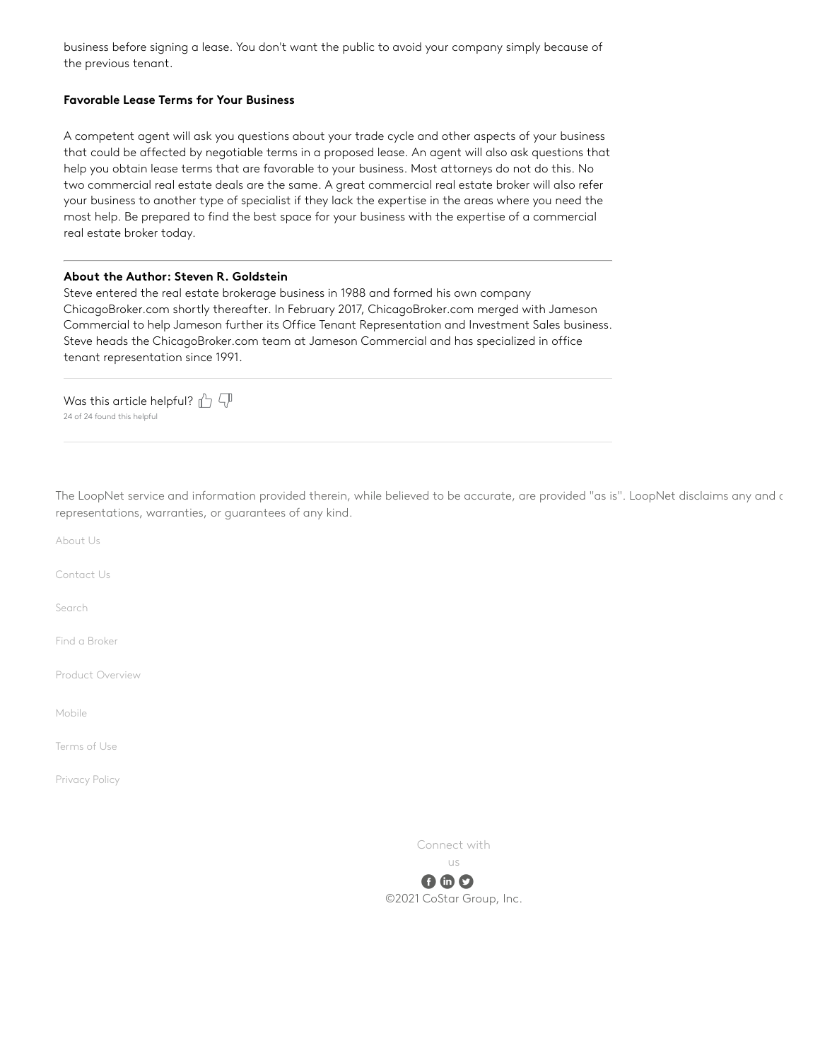business before signing a lease. You don't want the public to avoid your company simply because of the previous tenant.

### Favorable Lease Terms for Your Business

A competent agent will ask you questions about your trade cycle and other aspects of your business that could be affected by negotiable terms in a proposed lease. An agent will also ask questions that help you obtain lease terms that are favorable to your business. Most attorneys do not do this. No two commercial real estate deals are the same. A great commercial real estate broker will also refer your business to another type of specialist if they lack the expertise in the areas where you need the most help. Be prepared to find the best space for your business with the expertise of a commercial real estate broker today.

---

**About the Author: Steven R. Goldstein**

Steve entered the real estate brokerage business in 1988 and formed his own company ChicagoBroker.com shortly thereafter. In February 2017, ChicagoBroker.com merged with Jameson Commercial to help Jameson further its Office Tenant Representation and Investment Sales business. Steve heads the ChicagoBroker.com team at Jameson Commercial and has specialized in office tenant representation since 1991.

---

Was this article helpful?

24 of 24 found this helpful

---

The LoopNet service and information provided therein, while believed to be accurate, are provided "as is". LoopNet disclaims any and a representations, warranties, or guarantees of any kind.

About Us

Contact Us

Search

Find a Broker

Product Overview

Mobile

Terms of Use

Privacy Policy

Connect with us

©2021 CoStar Group, Inc.